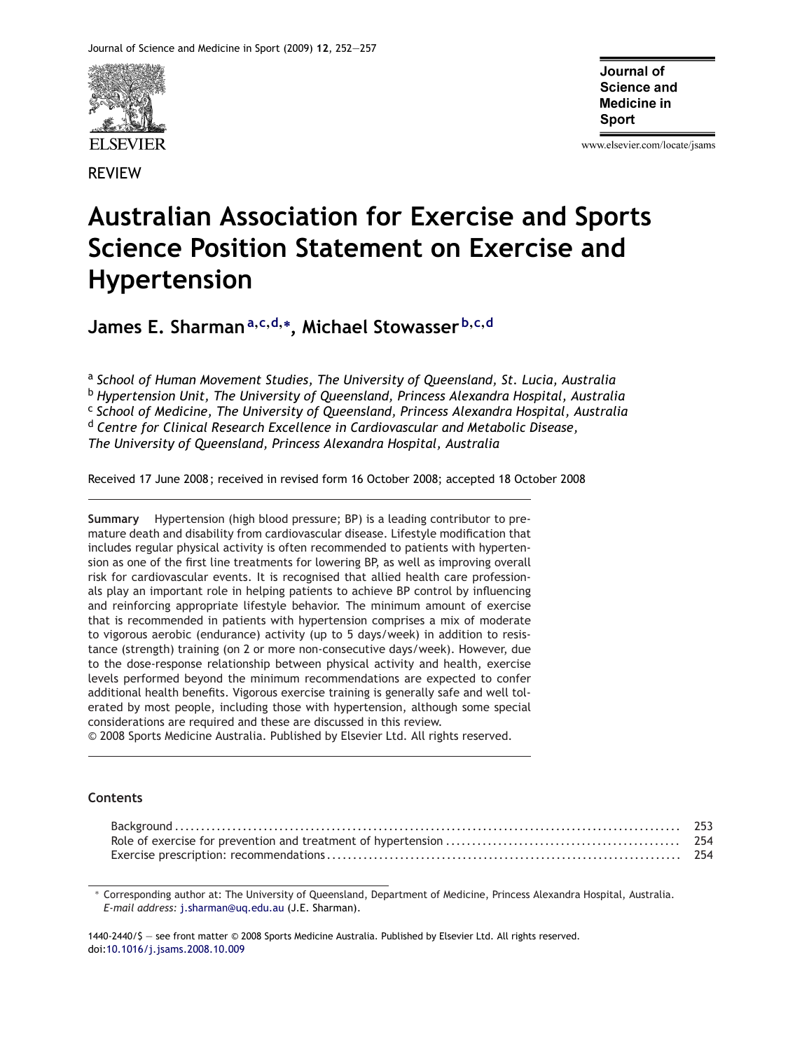REVIEW

# Australian Association for Exercise and Sports Science Position Statement on Exercise and Hypertension

**James E. Sharman**[a,c,d,*], **Michael Stowasser**[b,c,d]

[a] *School of Human Movement Studies, The University of Queensland, St. Lucia, Australia*
[b] *Hypertension Unit, The University of Queensland, Princess Alexandra Hospital, Australia*
[c] *School of Medicine, The University of Queensland, Princess Alexandra Hospital, Australia*
[d] *Centre for Clinical Research Excellence in Cardiovascular and Metabolic Disease, The University of Queensland, Princess Alexandra Hospital, Australia*

Received 17 June 2008; received in revised form 16 October 2008; accepted 18 October 2008

**Summary** Hypertension (high blood pressure; BP) is a leading contributor to premature death and disability from cardiovascular disease. Lifestyle modification that includes regular physical activity is often recommended to patients with hypertension as one of the first line treatments for lowering BP, as well as improving overall risk for cardiovascular events. It is recognised that allied health care professionals play an important role in helping patients to achieve BP control by influencing and reinforcing appropriate lifestyle behavior. The minimum amount of exercise that is recommended in patients with hypertension comprises a mix of moderate to vigorous aerobic (endurance) activity (up to 5 days/week) in addition to resistance (strength) training (on 2 or more non-consecutive days/week). However, due to the dose-response relationship between physical activity and health, exercise levels performed beyond the minimum recommendations are expected to confer additional health benefits. Vigorous exercise training is generally safe and well tolerated by most people, including those with hypertension, although some special considerations are required and these are discussed in this review.
© 2008 Sports Medicine Australia. Published by Elsevier Ltd. All rights reserved.

## Contents

- Background ........ 253
- Role of exercise for prevention and treatment of hypertension ........ 254
- Exercise prescription: recommendations ........ 254

* Corresponding author at: The University of Queensland, Department of Medicine, Princess Alexandra Hospital, Australia.
*E-mail address:* j.sharman@uq.edu.au (J.E. Sharman).

1440-2440/$ — see front matter © 2008 Sports Medicine Australia. Published by Elsevier Ltd. All rights reserved.
doi:10.1016/j.jsams.2008.10.009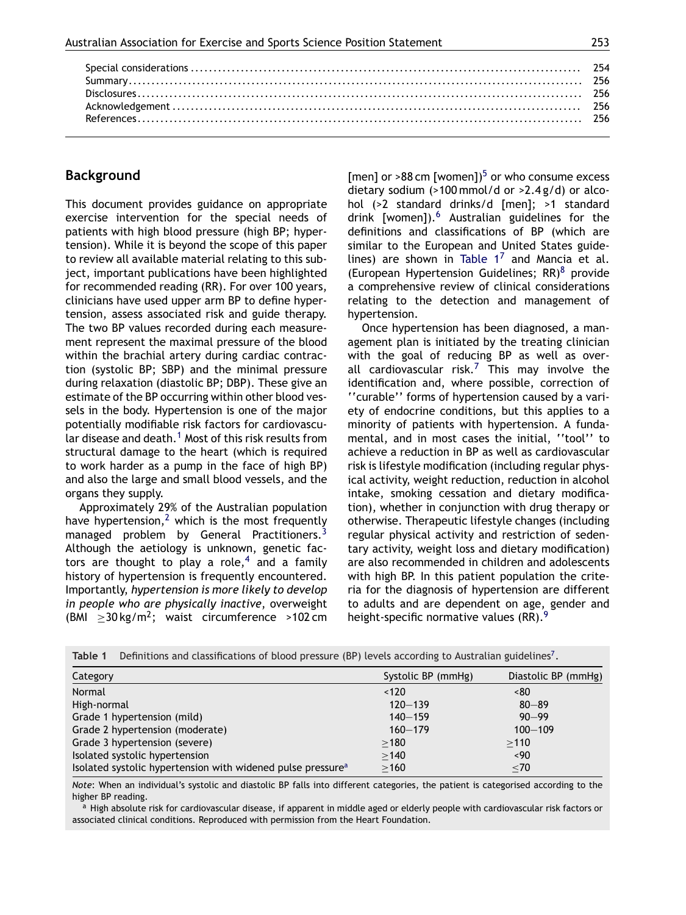Special considerations ........ 254
Summary ........ 256
Disclosures ........ 256
Acknowledgement ........ 256
References ........ 256

## Background

This document provides guidance on appropriate exercise intervention for the special needs of patients with high blood pressure (high BP; hypertension). While it is beyond the scope of this paper to review all available material relating to this subject, important publications have been highlighted for recommended reading (RR). For over 100 years, clinicians have used upper arm BP to define hypertension, assess associated risk and guide therapy. The two BP values recorded during each measurement represent the maximal pressure of the blood within the brachial artery during cardiac contraction (systolic BP; SBP) and the minimal pressure during relaxation (diastolic BP; DBP). These give an estimate of the BP occurring within other blood vessels in the body. Hypertension is one of the major potentially modifiable risk factors for cardiovascular disease and death.[1] Most of this risk results from structural damage to the heart (which is required to work harder as a pump in the face of high BP) and also the large and small blood vessels, and the organs they supply.

Approximately 29% of the Australian population have hypertension,[2] which is the most frequently managed problem by General Practitioners.[3] Although the aetiology is unknown, genetic factors are thought to play a role,[4] and a family history of hypertension is frequently encountered. Importantly, *hypertension is more likely to develop in people who are physically inactive*, overweight (BMI ≥30 kg/m$^2$; waist circumference >102 cm [men] or >88 cm [women])[5] or who consume excess dietary sodium (>100 mmol/d or >2.4 g/d) or alcohol (>2 standard drinks/d [men]; >1 standard drink [women]).[6] Australian guidelines for the definitions and classifications of BP (which are similar to the European and United States guidelines) are shown in Table 1[7] and Mancia et al. (European Hypertension Guidelines; RR)[8] provide a comprehensive review of clinical considerations relating to the detection and management of hypertension.

Once hypertension has been diagnosed, a management plan is initiated by the treating clinician with the goal of reducing BP as well as overall cardiovascular risk.[7] This may involve the identification and, where possible, correction of ''curable'' forms of hypertension caused by a variety of endocrine conditions, but this applies to a minority of patients with hypertension. A fundamental, and in most cases the initial, ''tool'' to achieve a reduction in BP as well as cardiovascular risk is lifestyle modification (including regular physical activity, weight reduction, reduction in alcohol intake, smoking cessation and dietary modification), whether in conjunction with drug therapy or otherwise. Therapeutic lifestyle changes (including regular physical activity and restriction of sedentary activity, weight loss and dietary modification) are also recommended in children and adolescents with high BP. In this patient population the criteria for the diagnosis of hypertension are different to adults and are dependent on age, gender and height-specific normative values (RR).[9]

**Table 1** Definitions and classifications of blood pressure (BP) levels according to Australian guidelines[7].

| Category | Systolic BP (mmHg) | Diastolic BP (mmHg) |
|---|---|---|
| Normal | <120 | <80 |
| High-normal | 120–139 | 80–89 |
| Grade 1 hypertension (mild) | 140–159 | 90–99 |
| Grade 2 hypertension (moderate) | 160–179 | 100–109 |
| Grade 3 hypertension (severe) | ≥180 | ≥110 |
| Isolated systolic hypertension | ≥140 | <90 |
| Isolated systolic hypertension with widened pulse pressure[a] | ≥160 | ≤70 |

*Note*: When an individual's systolic and diastolic BP falls into different categories, the patient is categorised according to the higher BP reading.

[a] High absolute risk for cardiovascular disease, if apparent in middle aged or elderly people with cardiovascular risk factors or associated clinical conditions. Reproduced with permission from the Heart Foundation.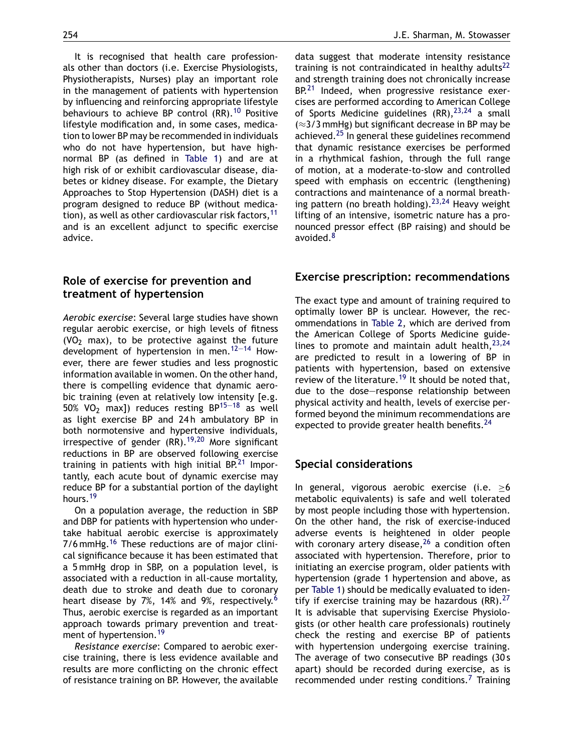It is recognised that health care professionals other than doctors (i.e. Exercise Physiologists, Physiotherapists, Nurses) play an important role in the management of patients with hypertension by influencing and reinforcing appropriate lifestyle behaviours to achieve BP control (RR).[10] Positive lifestyle modification and, in some cases, medication to lower BP may be recommended in individuals who do not have hypertension, but have high-normal BP (as defined in Table 1) and are at high risk of or exhibit cardiovascular disease, diabetes or kidney disease. For example, the Dietary Approaches to Stop Hypertension (DASH) diet is a program designed to reduce BP (without medication), as well as other cardiovascular risk factors,[11] and is an excellent adjunct to specific exercise advice.

## Role of exercise for prevention and treatment of hypertension

*Aerobic exercise*: Several large studies have shown regular aerobic exercise, or high levels of fitness ($VO_2$ max), to be protective against the future development of hypertension in men.[12–14] However, there are fewer studies and less prognostic information available in women. On the other hand, there is compelling evidence that dynamic aerobic training (even at relatively low intensity [e.g. 50% $VO_2$ max]) reduces resting BP[15–18] as well as light exercise BP and 24 h ambulatory BP in both normotensive and hypertensive individuals, irrespective of gender (RR).[19,20] More significant reductions in BP are observed following exercise training in patients with high initial BP.[21] Importantly, each acute bout of dynamic exercise may reduce BP for a substantial portion of the daylight hours.[19]

On a population average, the reduction in SBP and DBP for patients with hypertension who undertake habitual aerobic exercise is approximately 7/6 mmHg.[16] These reductions are of major clinical significance because it has been estimated that a 5 mmHg drop in SBP, on a population level, is associated with a reduction in all-cause mortality, death due to stroke and death due to coronary heart disease by 7%, 14% and 9%, respectively.[6] Thus, aerobic exercise is regarded as an important approach towards primary prevention and treatment of hypertension.[19]

*Resistance exercise*: Compared to aerobic exercise training, there is less evidence available and results are more conflicting on the chronic effect of resistance training on BP. However, the available data suggest that moderate intensity resistance training is not contraindicated in healthy adults[22] and strength training does not chronically increase BP.[21] Indeed, when progressive resistance exercises are performed according to American College of Sports Medicine guidelines (RR),[23,24] a small (≈3/3 mmHg) but significant decrease in BP may be achieved.[25] In general these guidelines recommend that dynamic resistance exercises be performed in a rhythmical fashion, through the full range of motion, at a moderate-to-slow and controlled speed with emphasis on eccentric (lengthening) contractions and maintenance of a normal breathing pattern (no breath holding).[23,24] Heavy weight lifting of an intensive, isometric nature has a pronounced pressor effect (BP raising) and should be avoided.[8]

## Exercise prescription: recommendations

The exact type and amount of training required to optimally lower BP is unclear. However, the recommendations in Table 2, which are derived from the American College of Sports Medicine guidelines to promote and maintain adult health,[23,24] are predicted to result in a lowering of BP in patients with hypertension, based on extensive review of the literature.[19] It should be noted that, due to the dose—response relationship between physical activity and health, levels of exercise performed beyond the minimum recommendations are expected to provide greater health benefits.[24]

## Special considerations

In general, vigorous aerobic exercise (i.e. ≥6 metabolic equivalents) is safe and well tolerated by most people including those with hypertension. On the other hand, the risk of exercise-induced adverse events is heightened in older people with coronary artery disease,[26] a condition often associated with hypertension. Therefore, prior to initiating an exercise program, older patients with hypertension (grade 1 hypertension and above, as per Table 1) should be medically evaluated to identify if exercise training may be hazardous (RR).[27] It is advisable that supervising Exercise Physiologists (or other health care professionals) routinely check the resting and exercise BP of patients with hypertension undergoing exercise training. The average of two consecutive BP readings (30 s apart) should be recorded during exercise, as is recommended under resting conditions.[7] Training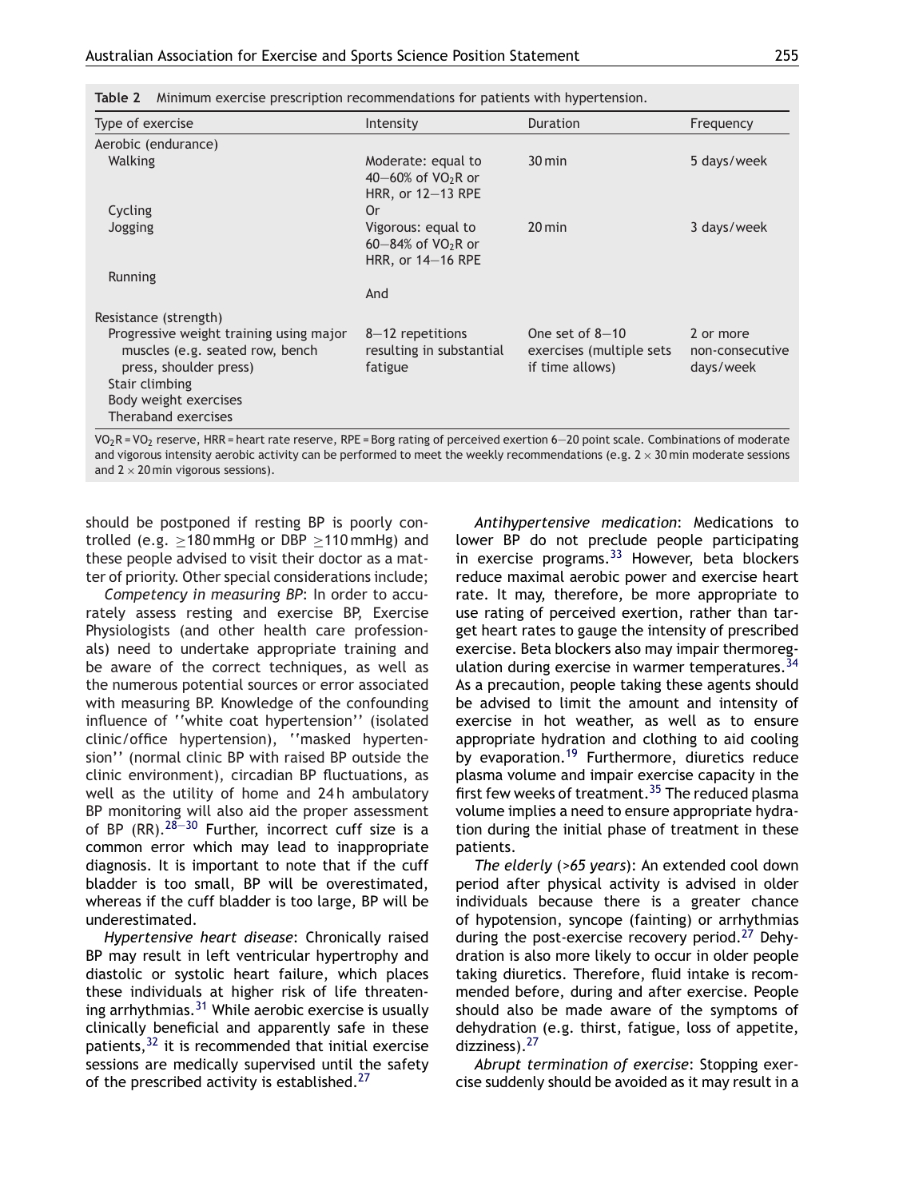**Table 2** Minimum exercise prescription recommendations for patients with hypertension.

| Type of exercise | Intensity | Duration | Frequency |
|---|---|---|---|
| Aerobic (endurance) | | | |
| Walking | Moderate: equal to 40–60% of $VO_2R$ or HRR, or 12–13 RPE | 30 min | 5 days/week |
| Cycling | Or | | |
| Jogging | Vigorous: equal to 60–84% of $VO_2R$ or HRR, or 14–16 RPE | 20 min | 3 days/week |
| Running | | | |
| | And | | |
| Resistance (strength) | | | |
| Progressive weight training using major muscles (e.g. seated row, bench press, shoulder press)<br>Stair climbing<br>Body weight exercises<br>Theraband exercises | 8–12 repetitions resulting in substantial fatigue | One set of 8–10 exercises (multiple sets if time allows) | 2 or more non-consecutive days/week |

$VO_2R$ = $VO_2$ reserve, HRR = heart rate reserve, RPE = Borg rating of perceived exertion 6–20 point scale. Combinations of moderate and vigorous intensity aerobic activity can be performed to meet the weekly recommendations (e.g. 2 × 30 min moderate sessions and 2 × 20 min vigorous sessions).

should be postponed if resting BP is poorly controlled (e.g. ≥180 mmHg or DBP ≥110 mmHg) and these people advised to visit their doctor as a matter of priority. Other special considerations include;

*Competency in measuring BP*: In order to accurately assess resting and exercise BP, Exercise Physiologists (and other health care professionals) need to undertake appropriate training and be aware of the correct techniques, as well as the numerous potential sources or error associated with measuring BP. Knowledge of the confounding influence of ''white coat hypertension'' (isolated clinic/office hypertension), ''masked hypertension'' (normal clinic BP with raised BP outside the clinic environment), circadian BP fluctuations, as well as the utility of home and 24 h ambulatory BP monitoring will also aid the proper assessment of BP (RR).[28–30] Further, incorrect cuff size is a common error which may lead to inappropriate diagnosis. It is important to note that if the cuff bladder is too small, BP will be overestimated, whereas if the cuff bladder is too large, BP will be underestimated.

*Hypertensive heart disease*: Chronically raised BP may result in left ventricular hypertrophy and diastolic or systolic heart failure, which places these individuals at higher risk of life threatening arrhythmias.[31] While aerobic exercise is usually clinically beneficial and apparently safe in these patients,[32] it is recommended that initial exercise sessions are medically supervised until the safety of the prescribed activity is established.[27]

*Antihypertensive medication*: Medications to lower BP do not preclude people participating in exercise programs.[33] However, beta blockers reduce maximal aerobic power and exercise heart rate. It may, therefore, be more appropriate to use rating of perceived exertion, rather than target heart rates to gauge the intensity of prescribed exercise. Beta blockers also may impair thermoregulation during exercise in warmer temperatures.[34] As a precaution, people taking these agents should be advised to limit the amount and intensity of exercise in hot weather, as well as to ensure appropriate hydration and clothing to aid cooling by evaporation.[19] Furthermore, diuretics reduce plasma volume and impair exercise capacity in the first few weeks of treatment.[35] The reduced plasma volume implies a need to ensure appropriate hydration during the initial phase of treatment in these patients.

*The elderly (>65 years)*: An extended cool down period after physical activity is advised in older individuals because there is a greater chance of hypotension, syncope (fainting) or arrhythmias during the post-exercise recovery period.[27] Dehydration is also more likely to occur in older people taking diuretics. Therefore, fluid intake is recommended before, during and after exercise. People should also be made aware of the symptoms of dehydration (e.g. thirst, fatigue, loss of appetite, dizziness).[27]

*Abrupt termination of exercise*: Stopping exercise suddenly should be avoided as it may result in a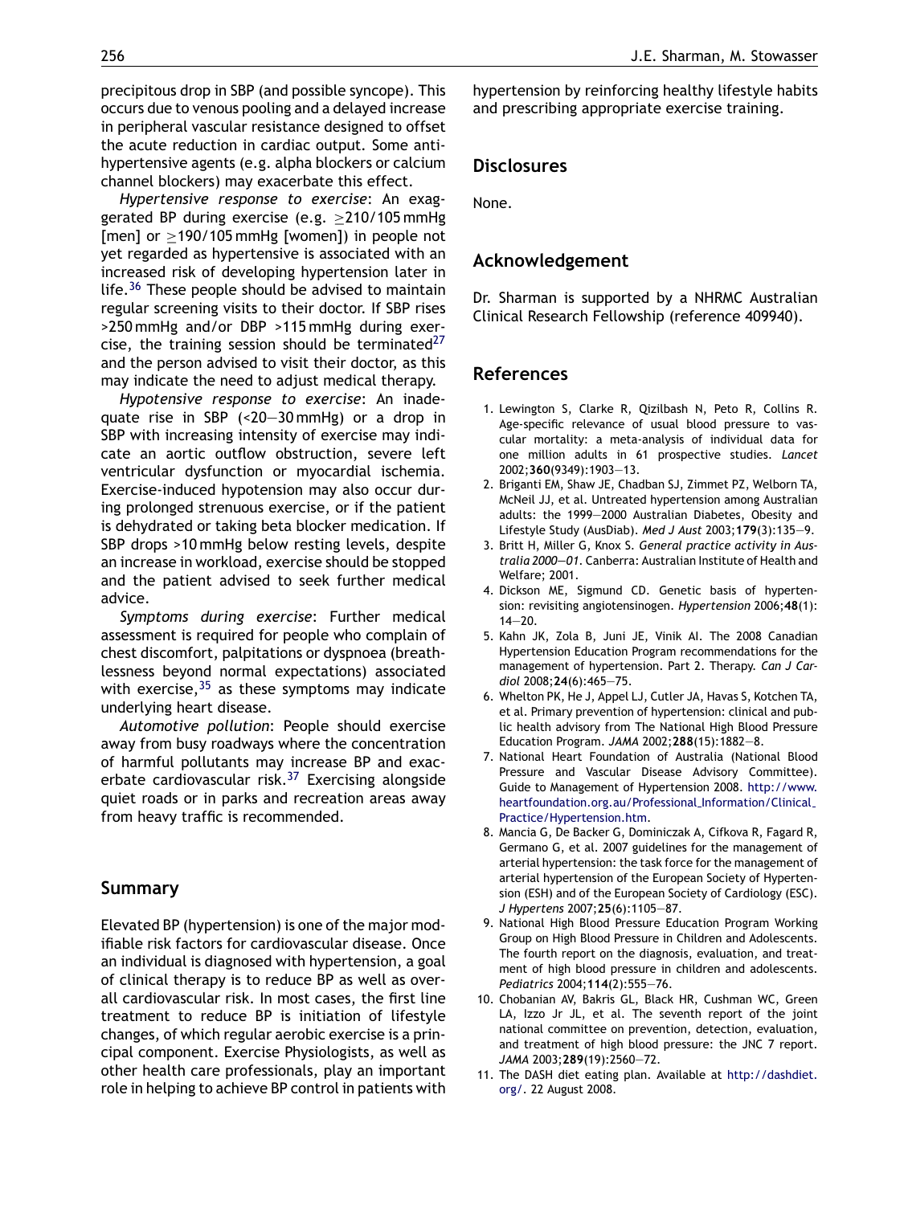precipitous drop in SBP (and possible syncope). This occurs due to venous pooling and a delayed increase in peripheral vascular resistance designed to offset the acute reduction in cardiac output. Some antihypertensive agents (e.g. alpha blockers or calcium channel blockers) may exacerbate this effect.

*Hypertensive response to exercise*: An exaggerated BP during exercise (e.g. $\geq$210/105 mmHg [men] or $\geq$190/105 mmHg [women]) in people not yet regarded as hypertensive is associated with an increased risk of developing hypertension later in life.[36] These people should be advised to maintain regular screening visits to their doctor. If SBP rises >250 mmHg and/or DBP >115 mmHg during exercise, the training session should be terminated[27] and the person advised to visit their doctor, as this may indicate the need to adjust medical therapy.

*Hypotensive response to exercise*: An inadequate rise in SBP (<20—30 mmHg) or a drop in SBP with increasing intensity of exercise may indicate an aortic outflow obstruction, severe left ventricular dysfunction or myocardial ischemia. Exercise-induced hypotension may also occur during prolonged strenuous exercise, or if the patient is dehydrated or taking beta blocker medication. If SBP drops >10 mmHg below resting levels, despite an increase in workload, exercise should be stopped and the patient advised to seek further medical advice.

*Symptoms during exercise*: Further medical assessment is required for people who complain of chest discomfort, palpitations or dyspnoea (breathlessness beyond normal expectations) associated with exercise,[35] as these symptoms may indicate underlying heart disease.

*Automotive pollution*: People should exercise away from busy roadways where the concentration of harmful pollutants may increase BP and exacerbate cardiovascular risk.[37] Exercising alongside quiet roads or in parks and recreation areas away from heavy traffic is recommended.

## Summary

Elevated BP (hypertension) is one of the major modifiable risk factors for cardiovascular disease. Once an individual is diagnosed with hypertension, a goal of clinical therapy is to reduce BP as well as overall cardiovascular risk. In most cases, the first line treatment to reduce BP is initiation of lifestyle changes, of which regular aerobic exercise is a principal component. Exercise Physiologists, as well as other health care professionals, play an important role in helping to achieve BP control in patients with hypertension by reinforcing healthy lifestyle habits and prescribing appropriate exercise training.

## Disclosures

None.

## Acknowledgement

Dr. Sharman is supported by a NHMRC Australian Clinical Research Fellowship (reference 409940).

## References

1. Lewington S, Clarke R, Qizilbash N, Peto R, Collins R. Age-specific relevance of usual blood pressure to vascular mortality: a meta-analysis of individual data for one million adults in 61 prospective studies. *Lancet* 2002;**360**(9349):1903—13.
2. Briganti EM, Shaw JE, Chadban SJ, Zimmet PZ, Welborn TA, McNeil JJ, et al. Untreated hypertension among Australian adults: the 1999—2000 Australian Diabetes, Obesity and Lifestyle Study (AusDiab). *Med J Aust* 2003;**179**(3):135—9.
3. Britt H, Miller G, Knox S. *General practice activity in Australia 2000—01*. Canberra: Australian Institute of Health and Welfare; 2001.
4. Dickson ME, Sigmund CD. Genetic basis of hypertension: revisiting angiotensinogen. *Hypertension* 2006;**48**(1):14—20.
5. Kahn JK, Zola B, Juni JE, Vinik AI. The 2008 Canadian Hypertension Education Program recommendations for the management of hypertension. Part 2. Therapy. *Can J Cardiol* 2008;**24**(6):465—75.
6. Whelton PK, He J, Appel LJ, Cutler JA, Havas S, Kotchen TA, et al. Primary prevention of hypertension: clinical and public health advisory from The National High Blood Pressure Education Program. *JAMA* 2002;**288**(15):1882—8.
7. National Heart Foundation of Australia (National Blood Pressure and Vascular Disease Advisory Committee). Guide to Management of Hypertension 2008. http://www.heartfoundation.org.au/Professional_Information/Clinical_Practice/Hypertension.htm.
8. Mancia G, De Backer G, Dominiczak A, Cifkova R, Fagard R, Germano G, et al. 2007 guidelines for the management of arterial hypertension: the task force for the management of arterial hypertension of the European Society of Hypertension (ESH) and of the European Society of Cardiology (ESC). *J Hypertens* 2007;**25**(6):1105—87.
9. National High Blood Pressure Education Program Working Group on High Blood Pressure in Children and Adolescents. The fourth report on the diagnosis, evaluation, and treatment of high blood pressure in children and adolescents. *Pediatrics* 2004;**114**(2):555—76.
10. Chobanian AV, Bakris GL, Black HR, Cushman WC, Green LA, Izzo Jr JL, et al. The seventh report of the joint national committee on prevention, detection, evaluation, and treatment of high blood pressure: the JNC 7 report. *JAMA* 2003;**289**(19):2560—72.
11. The DASH diet eating plan. Available at http://dashdiet.org/. 22 August 2008.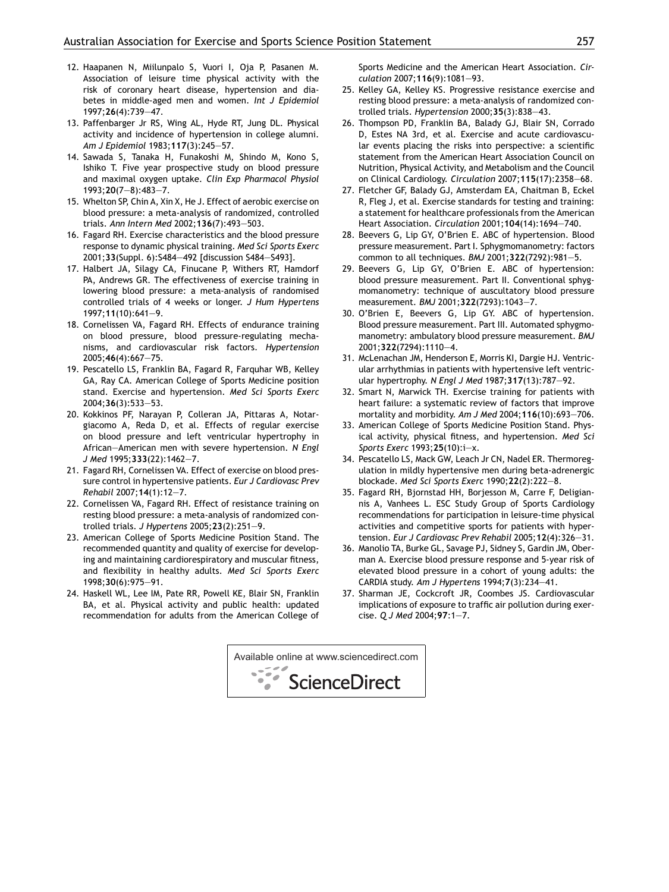12. Haapanen N, Miilunpalo S, Vuori I, Oja P, Pasanen M. Association of leisure time physical activity with the risk of coronary heart disease, hypertension and diabetes in middle-aged men and women. *Int J Epidemiol* 1997;**26**(4):739—47.
13. Paffenbarger Jr RS, Wing AL, Hyde RT, Jung DL. Physical activity and incidence of hypertension in college alumni. *Am J Epidemiol* 1983;**117**(3):245—57.
14. Sawada S, Tanaka H, Funakoshi M, Shindo M, Kono S, Ishiko T. Five year prospective study on blood pressure and maximal oxygen uptake. *Clin Exp Pharmacol Physiol* 1993;**20**(7—8):483—7.
15. Whelton SP, Chin A, Xin X, He J. Effect of aerobic exercise on blood pressure: a meta-analysis of randomized, controlled trials. *Ann Intern Med* 2002;**136**(7):493—503.
16. Fagard RH. Exercise characteristics and the blood pressure response to dynamic physical training. *Med Sci Sports Exerc* 2001;**33**(Suppl. 6):S484—492 [discussion S484—S493].
17. Halbert JA, Silagy CA, Finucane P, Withers RT, Hamdorf PA, Andrews GR. The effectiveness of exercise training in lowering blood pressure: a meta-analysis of randomised controlled trials of 4 weeks or longer. *J Hum Hypertens* 1997;**11**(10):641—9.
18. Cornelissen VA, Fagard RH. Effects of endurance training on blood pressure, blood pressure-regulating mechanisms, and cardiovascular risk factors. *Hypertension* 2005;**46**(4):667—75.
19. Pescatello LS, Franklin BA, Fagard R, Farquhar WB, Kelley GA, Ray CA. American College of Sports Medicine position stand. Exercise and hypertension. *Med Sci Sports Exerc* 2004;**36**(3):533—53.
20. Kokkinos PF, Narayan P, Colleran JA, Pittaras A, Notargiacomo A, Reda D, et al. Effects of regular exercise on blood pressure and left ventricular hypertrophy in African—American men with severe hypertension. *N Engl J Med* 1995;**333**(22):1462—7.
21. Fagard RH, Cornelissen VA. Effect of exercise on blood pressure control in hypertensive patients. *Eur J Cardiovasc Prev Rehabil* 2007;**14**(1):12—7.
22. Cornelissen VA, Fagard RH. Effect of resistance training on resting blood pressure: a meta-analysis of randomized controlled trials. *J Hypertens* 2005;**23**(2):251—9.
23. American College of Sports Medicine Position Stand. The recommended quantity and quality of exercise for developing and maintaining cardiorespiratory and muscular fitness, and flexibility in healthy adults. *Med Sci Sports Exerc* 1998;**30**(6):975—91.
24. Haskell WL, Lee IM, Pate RR, Powell KE, Blair SN, Franklin BA, et al. Physical activity and public health: updated recommendation for adults from the American College of Sports Medicine and the American Heart Association. *Circulation* 2007;**116**(9):1081—93.
25. Kelley GA, Kelley KS. Progressive resistance exercise and resting blood pressure: a meta-analysis of randomized controlled trials. *Hypertension* 2000;**35**(3):838—43.
26. Thompson PD, Franklin BA, Balady GJ, Blair SN, Corrado D, Estes NA 3rd, et al. Exercise and acute cardiovascular events placing the risks into perspective: a scientific statement from the American Heart Association Council on Nutrition, Physical Activity, and Metabolism and the Council on Clinical Cardiology. *Circulation* 2007;**115**(17):2358—68.
27. Fletcher GF, Balady GJ, Amsterdam EA, Chaitman B, Eckel R, Fleg J, et al. Exercise standards for testing and training: a statement for healthcare professionals from the American Heart Association. *Circulation* 2001;**104**(14):1694—740.
28. Beevers G, Lip GY, O'Brien E. ABC of hypertension. Blood pressure measurement. Part I. Sphygmomanometry: factors common to all techniques. *BMJ* 2001;**322**(7292):981—5.
29. Beevers G, Lip GY, O'Brien E. ABC of hypertension: blood pressure measurement. Part II. Conventional sphygmomanometry: technique of auscultatory blood pressure measurement. *BMJ* 2001;**322**(7293):1043—7.
30. O'Brien E, Beevers G, Lip GY. ABC of hypertension. Blood pressure measurement. Part III. Automated sphygmomanometry: ambulatory blood pressure measurement. *BMJ* 2001;**322**(7294):1110—4.
31. McLenachan JM, Henderson E, Morris KI, Dargie HJ. Ventricular arrhythmias in patients with hypertensive left ventricular hypertrophy. *N Engl J Med* 1987;**317**(13):787—92.
32. Smart N, Marwick TH. Exercise training for patients with heart failure: a systematic review of factors that improve mortality and morbidity. *Am J Med* 2004;**116**(10):693—706.
33. American College of Sports Medicine Position Stand. Physical activity, physical fitness, and hypertension. *Med Sci Sports Exerc* 1993;**25**(10):i—x.
34. Pescatello LS, Mack GW, Leach Jr CN, Nadel ER. Thermoregulation in mildly hypertensive men during beta-adrenergic blockade. *Med Sci Sports Exerc* 1990;**22**(2):222—8.
35. Fagard RH, Bjornstad HH, Borjesson M, Carre F, Deligiannis A, Vanhees L. ESC Study Group of Sports Cardiology recommendations for participation in leisure-time physical activities and competitive sports for patients with hypertension. *Eur J Cardiovasc Prev Rehabil* 2005;**12**(4):326—31.
36. Manolio TA, Burke GL, Savage PJ, Sidney S, Gardin JM, Oberman A. Exercise blood pressure response and 5-year risk of elevated blood pressure in a cohort of young adults: the CARDIA study. *Am J Hypertens* 1994;**7**(3):234—41.
37. Sharman JE, Cockcroft JR, Coombes JS. Cardiovascular implications of exposure to traffic air pollution during exercise. *Q J Med* 2004;**97**:1—7.

Available online at www.sciencedirect.com

ScienceDirect